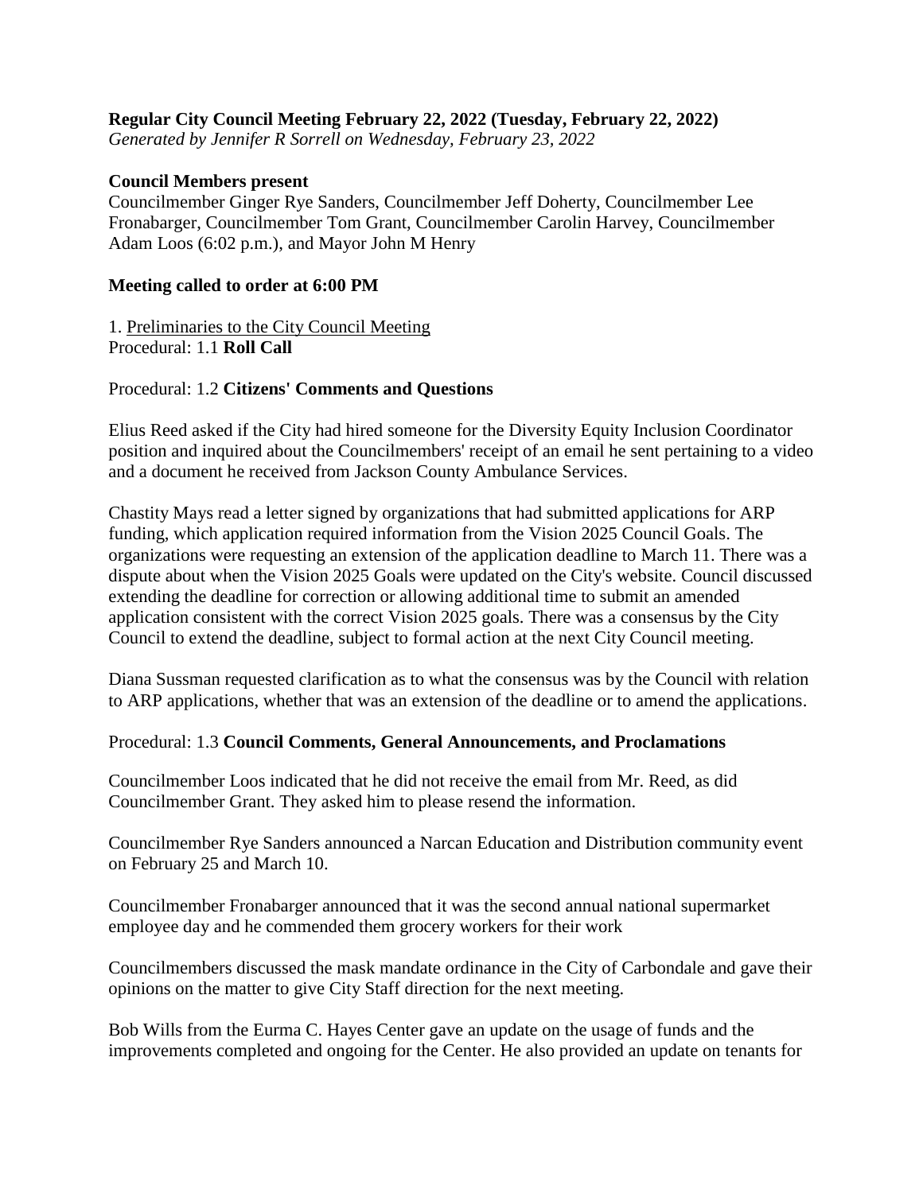**Regular City Council Meeting February 22, 2022 (Tuesday, February 22, 2022)**
*Generated by Jennifer R Sorrell on Wednesday, February 23, 2022*

**Council Members present**
Councilmember Ginger Rye Sanders, Councilmember Jeff Doherty, Councilmember Lee Fronabarger, Councilmember Tom Grant, Councilmember Carolin Harvey, Councilmember Adam Loos (6:02 p.m.), and Mayor John M Henry

**Meeting called to order at 6:00 PM**

1. Preliminaries to the City Council Meeting
Procedural: 1.1 **Roll Call**

Procedural: 1.2 **Citizens' Comments and Questions**

Elius Reed asked if the City had hired someone for the Diversity Equity Inclusion Coordinator position and inquired about the Councilmembers' receipt of an email he sent pertaining to a video and a document he received from Jackson County Ambulance Services.

Chastity Mays read a letter signed by organizations that had submitted applications for ARP funding, which application required information from the Vision 2025 Council Goals. The organizations were requesting an extension of the application deadline to March 11. There was a dispute about when the Vision 2025 Goals were updated on the City's website. Council discussed extending the deadline for correction or allowing additional time to submit an amended application consistent with the correct Vision 2025 goals. There was a consensus by the City Council to extend the deadline, subject to formal action at the next City Council meeting.

Diana Sussman requested clarification as to what the consensus was by the Council with relation to ARP applications, whether that was an extension of the deadline or to amend the applications.

Procedural: 1.3 **Council Comments, General Announcements, and Proclamations**

Councilmember Loos indicated that he did not receive the email from Mr. Reed, as did Councilmember Grant. They asked him to please resend the information.

Councilmember Rye Sanders announced a Narcan Education and Distribution community event on February 25 and March 10.

Councilmember Fronabarger announced that it was the second annual national supermarket employee day and he commended them grocery workers for their work

Councilmembers discussed the mask mandate ordinance in the City of Carbondale and gave their opinions on the matter to give City Staff direction for the next meeting.

Bob Wills from the Eurma C. Hayes Center gave an update on the usage of funds and the improvements completed and ongoing for the Center. He also provided an update on tenants for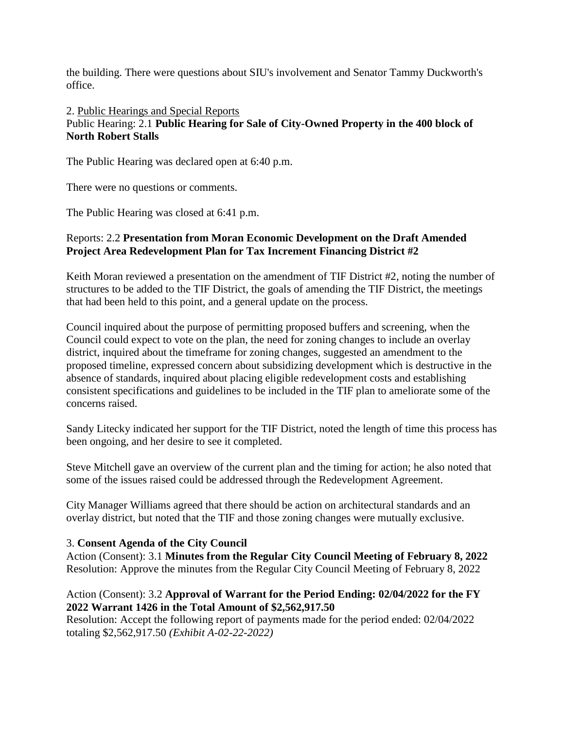the building. There were questions about SIU's involvement and Senator Tammy Duckworth's office.

2. Public Hearings and Special Reports

Public Hearing: 2.1 **Public Hearing for Sale of City-Owned Property in the 400 block of North Robert Stalls**

The Public Hearing was declared open at 6:40 p.m.

There were no questions or comments.

The Public Hearing was closed at 6:41 p.m.

Reports: 2.2 **Presentation from Moran Economic Development on the Draft Amended Project Area Redevelopment Plan for Tax Increment Financing District #2**

Keith Moran reviewed a presentation on the amendment of TIF District #2, noting the number of structures to be added to the TIF District, the goals of amending the TIF District, the meetings that had been held to this point, and a general update on the process.

Council inquired about the purpose of permitting proposed buffers and screening, when the Council could expect to vote on the plan, the need for zoning changes to include an overlay district, inquired about the timeframe for zoning changes, suggested an amendment to the proposed timeline, expressed concern about subsidizing development which is destructive in the absence of standards, inquired about placing eligible redevelopment costs and establishing consistent specifications and guidelines to be included in the TIF plan to ameliorate some of the concerns raised.

Sandy Litecky indicated her support for the TIF District, noted the length of time this process has been ongoing, and her desire to see it completed.

Steve Mitchell gave an overview of the current plan and the timing for action; he also noted that some of the issues raised could be addressed through the Redevelopment Agreement.

City Manager Williams agreed that there should be action on architectural standards and an overlay district, but noted that the TIF and those zoning changes were mutually exclusive.

3. **Consent Agenda of the City Council**

Action (Consent): 3.1 **Minutes from the Regular City Council Meeting of February 8, 2022**
Resolution: Approve the minutes from the Regular City Council Meeting of February 8, 2022

Action (Consent): 3.2 **Approval of Warrant for the Period Ending: 02/04/2022 for the FY 2022 Warrant 1426 in the Total Amount of $2,562,917.50**
Resolution: Accept the following report of payments made for the period ended: 02/04/2022 totaling $2,562,917.50 *(Exhibit A-02-22-2022)*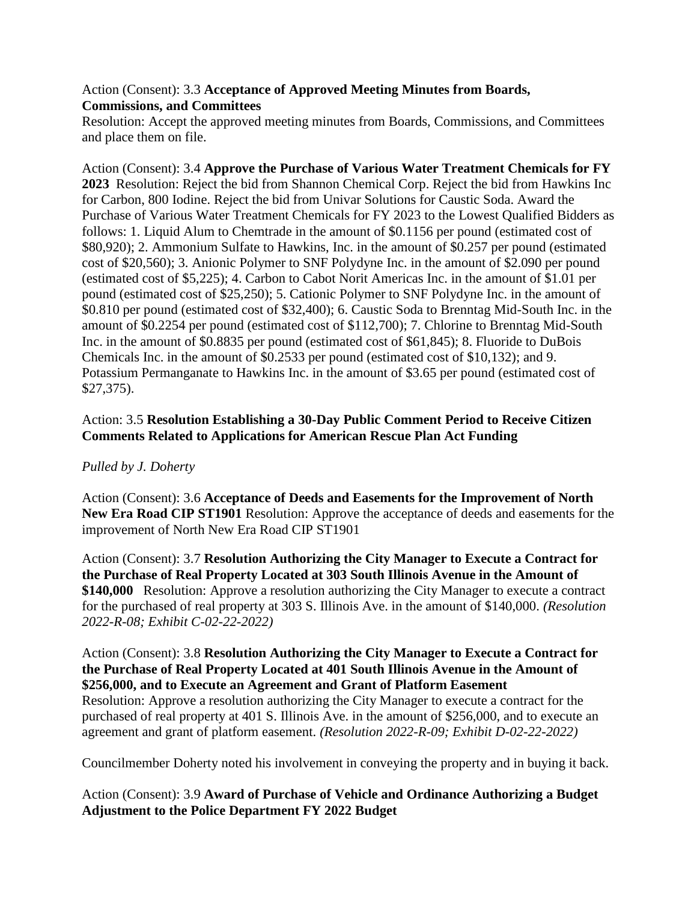Action (Consent): 3.3 **Acceptance of Approved Meeting Minutes from Boards, Commissions, and Committees**
Resolution: Accept the approved meeting minutes from Boards, Commissions, and Committees and place them on file.

Action (Consent): 3.4 **Approve the Purchase of Various Water Treatment Chemicals for FY 2023** Resolution: Reject the bid from Shannon Chemical Corp. Reject the bid from Hawkins Inc for Carbon, 800 Iodine. Reject the bid from Univar Solutions for Caustic Soda. Award the Purchase of Various Water Treatment Chemicals for FY 2023 to the Lowest Qualified Bidders as follows: 1. Liquid Alum to Chemtrade in the amount of $0.1156 per pound (estimated cost of $80,920); 2. Ammonium Sulfate to Hawkins, Inc. in the amount of $0.257 per pound (estimated cost of $20,560); 3. Anionic Polymer to SNF Polydyne Inc. in the amount of $2.090 per pound (estimated cost of $5,225); 4. Carbon to Cabot Norit Americas Inc. in the amount of $1.01 per pound (estimated cost of $25,250); 5. Cationic Polymer to SNF Polydyne Inc. in the amount of $0.810 per pound (estimated cost of $32,400); 6. Caustic Soda to Brenntag Mid-South Inc. in the amount of $0.2254 per pound (estimated cost of $112,700); 7. Chlorine to Brenntag Mid-South Inc. in the amount of $0.8835 per pound (estimated cost of $61,845); 8. Fluoride to DuBois Chemicals Inc. in the amount of $0.2533 per pound (estimated cost of $10,132); and 9. Potassium Permanganate to Hawkins Inc. in the amount of $3.65 per pound (estimated cost of $27,375).

Action: 3.5 **Resolution Establishing a 30-Day Public Comment Period to Receive Citizen Comments Related to Applications for American Rescue Plan Act Funding**

*Pulled by J. Doherty*

Action (Consent): 3.6 **Acceptance of Deeds and Easements for the Improvement of North New Era Road CIP ST1901** Resolution: Approve the acceptance of deeds and easements for the improvement of North New Era Road CIP ST1901

Action (Consent): 3.7 **Resolution Authorizing the City Manager to Execute a Contract for the Purchase of Real Property Located at 303 South Illinois Avenue in the Amount of $140,000** Resolution: Approve a resolution authorizing the City Manager to execute a contract for the purchased of real property at 303 S. Illinois Ave. in the amount of $140,000. *(Resolution 2022-R-08; Exhibit C-02-22-2022)*

Action (Consent): 3.8 **Resolution Authorizing the City Manager to Execute a Contract for the Purchase of Real Property Located at 401 South Illinois Avenue in the Amount of $256,000, and to Execute an Agreement and Grant of Platform Easement**
Resolution: Approve a resolution authorizing the City Manager to execute a contract for the purchased of real property at 401 S. Illinois Ave. in the amount of $256,000, and to execute an agreement and grant of platform easement. *(Resolution 2022-R-09; Exhibit D-02-22-2022)*

Councilmember Doherty noted his involvement in conveying the property and in buying it back.

Action (Consent): 3.9 **Award of Purchase of Vehicle and Ordinance Authorizing a Budget Adjustment to the Police Department FY 2022 Budget**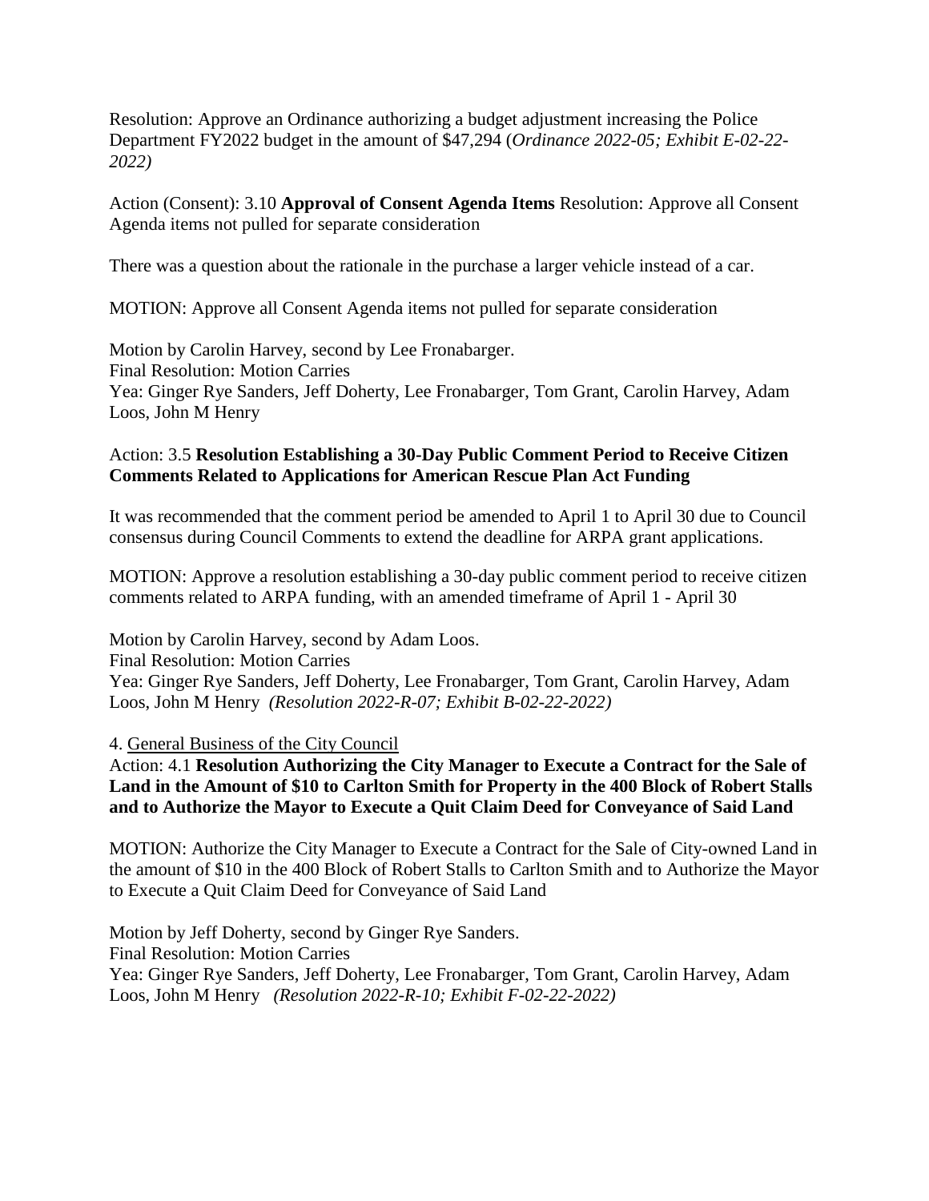Resolution: Approve an Ordinance authorizing a budget adjustment increasing the Police Department FY2022 budget in the amount of $47,294 (*Ordinance 2022-05; Exhibit E-02-22-2022)*

Action (Consent): 3.10 **Approval of Consent Agenda Items** Resolution: Approve all Consent Agenda items not pulled for separate consideration

There was a question about the rationale in the purchase a larger vehicle instead of a car.

MOTION: Approve all Consent Agenda items not pulled for separate consideration

Motion by Carolin Harvey, second by Lee Fronabarger.
Final Resolution: Motion Carries
Yea: Ginger Rye Sanders, Jeff Doherty, Lee Fronabarger, Tom Grant, Carolin Harvey, Adam Loos, John M Henry

Action: 3.5 **Resolution Establishing a 30-Day Public Comment Period to Receive Citizen Comments Related to Applications for American Rescue Plan Act Funding**

It was recommended that the comment period be amended to April 1 to April 30 due to Council consensus during Council Comments to extend the deadline for ARPA grant applications.

MOTION: Approve a resolution establishing a 30-day public comment period to receive citizen comments related to ARPA funding, with an amended timeframe of April 1 - April 30

Motion by Carolin Harvey, second by Adam Loos.
Final Resolution: Motion Carries
Yea: Ginger Rye Sanders, Jeff Doherty, Lee Fronabarger, Tom Grant, Carolin Harvey, Adam Loos, John M Henry *(Resolution 2022-R-07; Exhibit B-02-22-2022)*

4. General Business of the City Council

Action: 4.1 **Resolution Authorizing the City Manager to Execute a Contract for the Sale of Land in the Amount of $10 to Carlton Smith for Property in the 400 Block of Robert Stalls and to Authorize the Mayor to Execute a Quit Claim Deed for Conveyance of Said Land**

MOTION: Authorize the City Manager to Execute a Contract for the Sale of City-owned Land in the amount of $10 in the 400 Block of Robert Stalls to Carlton Smith and to Authorize the Mayor to Execute a Quit Claim Deed for Conveyance of Said Land

Motion by Jeff Doherty, second by Ginger Rye Sanders.
Final Resolution: Motion Carries
Yea: Ginger Rye Sanders, Jeff Doherty, Lee Fronabarger, Tom Grant, Carolin Harvey, Adam Loos, John M Henry *(Resolution 2022-R-10; Exhibit F-02-22-2022)*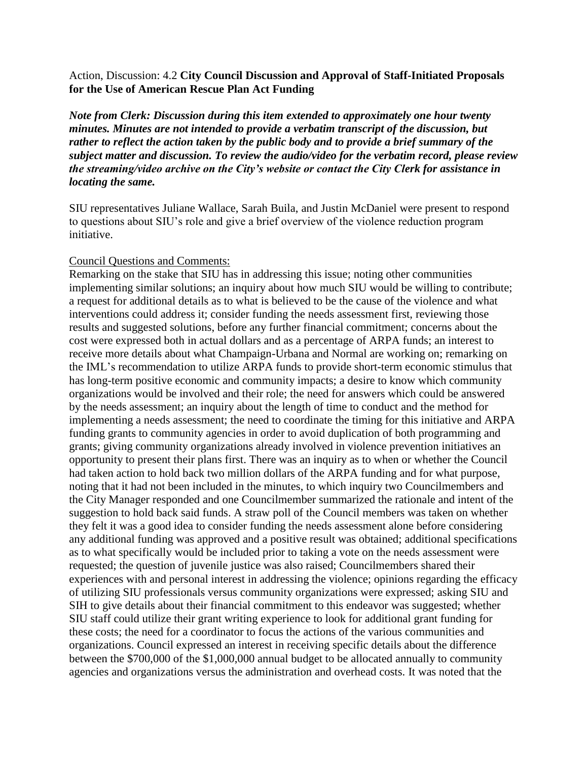Action, Discussion: 4.2 **City Council Discussion and Approval of Staff-Initiated Proposals for the Use of American Rescue Plan Act Funding**

***Note from Clerk: Discussion during this item extended to approximately one hour twenty minutes. Minutes are not intended to provide a verbatim transcript of the discussion, but rather to reflect the action taken by the public body and to provide a brief summary of the subject matter and discussion. To review the audio/video for the verbatim record, please review the streaming/video archive on the City's website or contact the City Clerk for assistance in locating the same.***

SIU representatives Juliane Wallace, Sarah Buila, and Justin McDaniel were present to respond to questions about SIU's role and give a brief overview of the violence reduction program initiative.

<u>Council Questions and Comments:</u>
Remarking on the stake that SIU has in addressing this issue; noting other communities implementing similar solutions; an inquiry about how much SIU would be willing to contribute; a request for additional details as to what is believed to be the cause of the violence and what interventions could address it; consider funding the needs assessment first, reviewing those results and suggested solutions, before any further financial commitment; concerns about the cost were expressed both in actual dollars and as a percentage of ARPA funds; an interest to receive more details about what Champaign-Urbana and Normal are working on; remarking on the IML's recommendation to utilize ARPA funds to provide short-term economic stimulus that has long-term positive economic and community impacts; a desire to know which community organizations would be involved and their role; the need for answers which could be answered by the needs assessment; an inquiry about the length of time to conduct and the method for implementing a needs assessment; the need to coordinate the timing for this initiative and ARPA funding grants to community agencies in order to avoid duplication of both programming and grants; giving community organizations already involved in violence prevention initiatives an opportunity to present their plans first. There was an inquiry as to when or whether the Council had taken action to hold back two million dollars of the ARPA funding and for what purpose, noting that it had not been included in the minutes, to which inquiry two Councilmembers and the City Manager responded and one Councilmember summarized the rationale and intent of the suggestion to hold back said funds. A straw poll of the Council members was taken on whether they felt it was a good idea to consider funding the needs assessment alone before considering any additional funding was approved and a positive result was obtained; additional specifications as to what specifically would be included prior to taking a vote on the needs assessment were requested; the question of juvenile justice was also raised; Councilmembers shared their experiences with and personal interest in addressing the violence; opinions regarding the efficacy of utilizing SIU professionals versus community organizations were expressed; asking SIU and SIH to give details about their financial commitment to this endeavor was suggested; whether SIU staff could utilize their grant writing experience to look for additional grant funding for these costs; the need for a coordinator to focus the actions of the various communities and organizations. Council expressed an interest in receiving specific details about the difference between the $700,000 of the $1,000,000 annual budget to be allocated annually to community agencies and organizations versus the administration and overhead costs. It was noted that the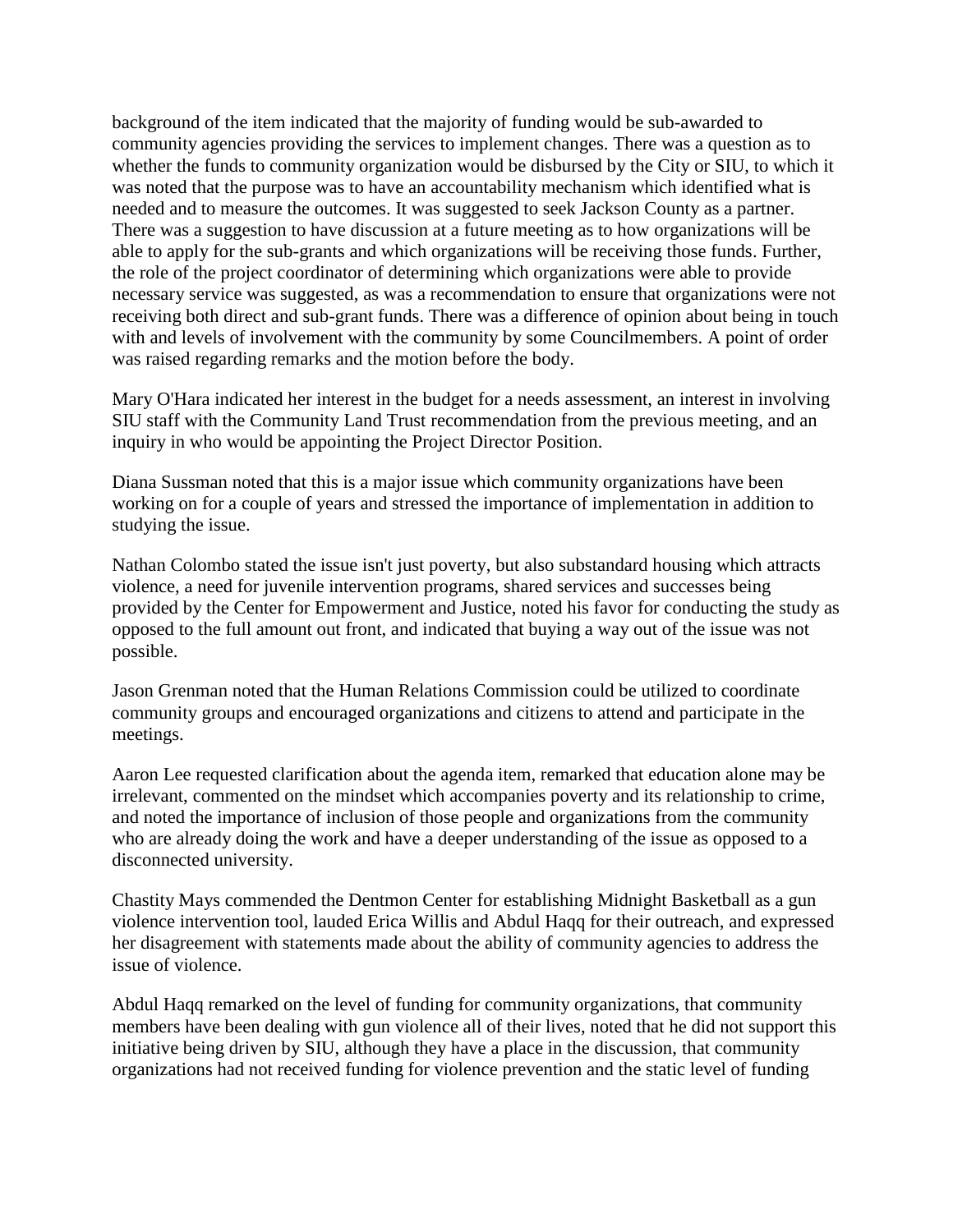background of the item indicated that the majority of funding would be sub-awarded to community agencies providing the services to implement changes. There was a question as to whether the funds to community organization would be disbursed by the City or SIU, to which it was noted that the purpose was to have an accountability mechanism which identified what is needed and to measure the outcomes. It was suggested to seek Jackson County as a partner. There was a suggestion to have discussion at a future meeting as to how organizations will be able to apply for the sub-grants and which organizations will be receiving those funds. Further, the role of the project coordinator of determining which organizations were able to provide necessary service was suggested, as was a recommendation to ensure that organizations were not receiving both direct and sub-grant funds. There was a difference of opinion about being in touch with and levels of involvement with the community by some Councilmembers. A point of order was raised regarding remarks and the motion before the body.

Mary O'Hara indicated her interest in the budget for a needs assessment, an interest in involving SIU staff with the Community Land Trust recommendation from the previous meeting, and an inquiry in who would be appointing the Project Director Position.

Diana Sussman noted that this is a major issue which community organizations have been working on for a couple of years and stressed the importance of implementation in addition to studying the issue.

Nathan Colombo stated the issue isn't just poverty, but also substandard housing which attracts violence, a need for juvenile intervention programs, shared services and successes being provided by the Center for Empowerment and Justice, noted his favor for conducting the study as opposed to the full amount out front, and indicated that buying a way out of the issue was not possible.

Jason Grenman noted that the Human Relations Commission could be utilized to coordinate community groups and encouraged organizations and citizens to attend and participate in the meetings.

Aaron Lee requested clarification about the agenda item, remarked that education alone may be irrelevant, commented on the mindset which accompanies poverty and its relationship to crime, and noted the importance of inclusion of those people and organizations from the community who are already doing the work and have a deeper understanding of the issue as opposed to a disconnected university.

Chastity Mays commended the Dentmon Center for establishing Midnight Basketball as a gun violence intervention tool, lauded Erica Willis and Abdul Haqq for their outreach, and expressed her disagreement with statements made about the ability of community agencies to address the issue of violence.

Abdul Haqq remarked on the level of funding for community organizations, that community members have been dealing with gun violence all of their lives, noted that he did not support this initiative being driven by SIU, although they have a place in the discussion, that community organizations had not received funding for violence prevention and the static level of funding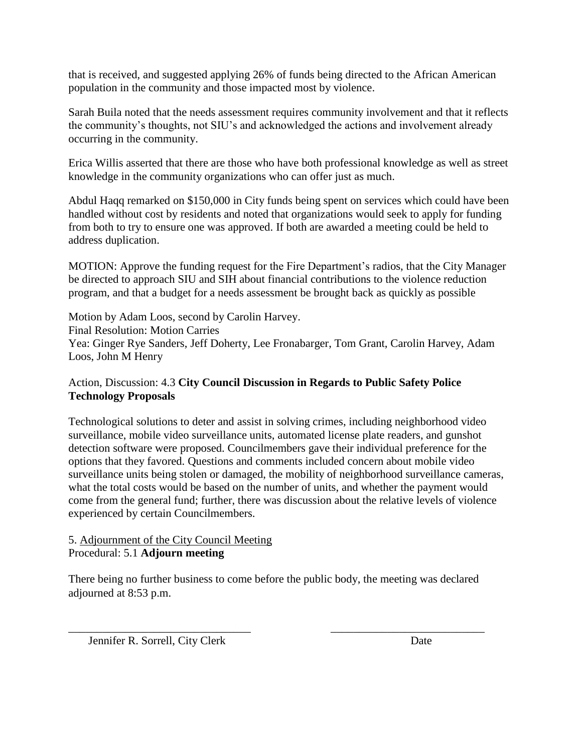that is received, and suggested applying 26% of funds being directed to the African American population in the community and those impacted most by violence.

Sarah Buila noted that the needs assessment requires community involvement and that it reflects the community's thoughts, not SIU's and acknowledged the actions and involvement already occurring in the community.

Erica Willis asserted that there are those who have both professional knowledge as well as street knowledge in the community organizations who can offer just as much.

Abdul Haqq remarked on $150,000 in City funds being spent on services which could have been handled without cost by residents and noted that organizations would seek to apply for funding from both to try to ensure one was approved. If both are awarded a meeting could be held to address duplication.

MOTION: Approve the funding request for the Fire Department's radios, that the City Manager be directed to approach SIU and SIH about financial contributions to the violence reduction program, and that a budget for a needs assessment be brought back as quickly as possible

Motion by Adam Loos, second by Carolin Harvey.
Final Resolution: Motion Carries
Yea: Ginger Rye Sanders, Jeff Doherty, Lee Fronabarger, Tom Grant, Carolin Harvey, Adam Loos, John M Henry

Action, Discussion: 4.3 **City Council Discussion in Regards to Public Safety Police Technology Proposals**

Technological solutions to deter and assist in solving crimes, including neighborhood video surveillance, mobile video surveillance units, automated license plate readers, and gunshot detection software were proposed. Councilmembers gave their individual preference for the options that they favored. Questions and comments included concern about mobile video surveillance units being stolen or damaged, the mobility of neighborhood surveillance cameras, what the total costs would be based on the number of units, and whether the payment would come from the general fund; further, there was discussion about the relative levels of violence experienced by certain Councilmembers.

5. Adjournment of the City Council Meeting
Procedural: 5.1 **Adjourn meeting**

There being no further business to come before the public body, the meeting was declared adjourned at 8:53 p.m.

_______________________________ _______________________________

Jennifer R. Sorrell, City Clerk Date